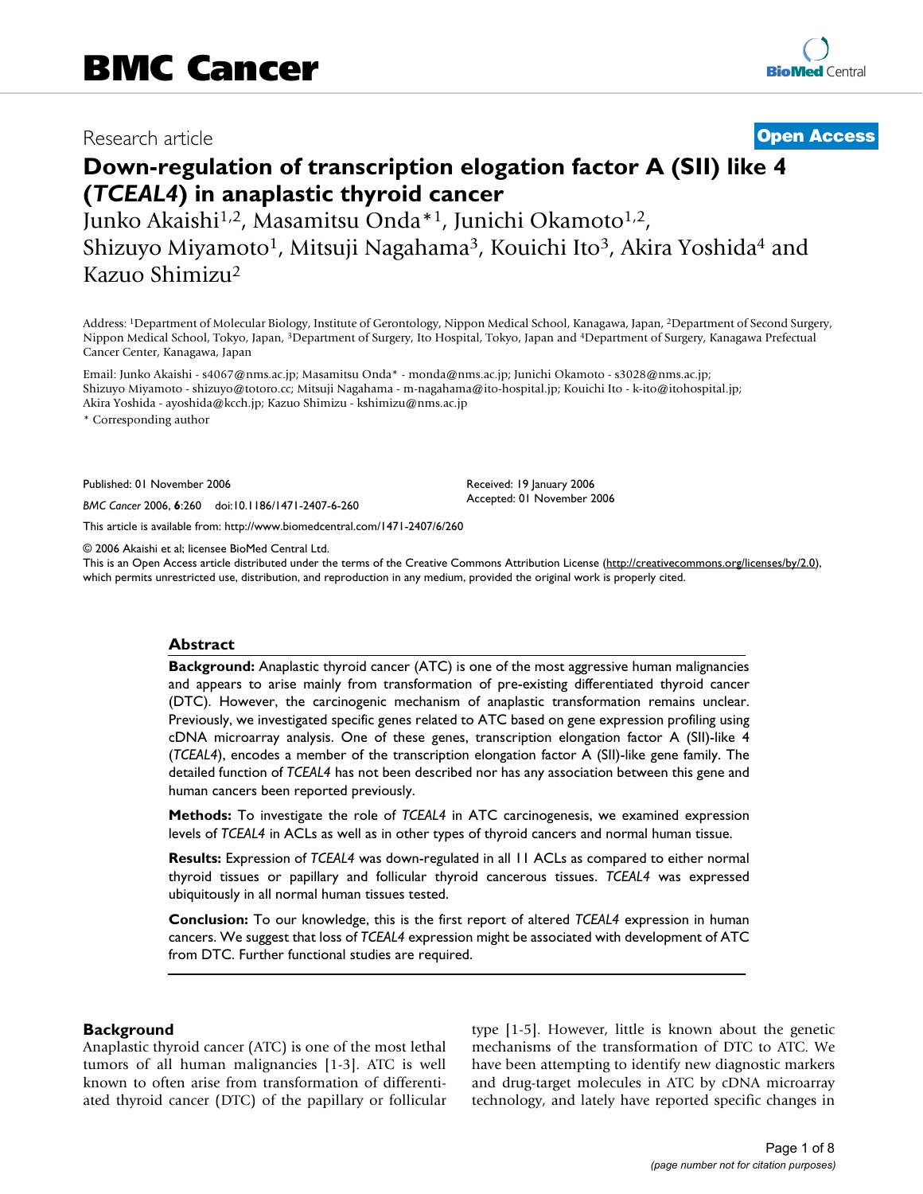BMC Cancer

Research article

Open Access

# Down-regulation of transcription elogation factor A (SII) like 4 (*TCEAL4*) in anaplastic thyroid cancer

Junko Akaishi[1,2], Masamitsu Onda*[1], Junichi Okamoto[1,2], Shizuyo Miyamoto[1], Mitsuji Nagahama[3], Kouichi Ito[3], Akira Yoshida[4] and Kazuo Shimizu[2]

Address: [1]Department of Molecular Biology, Institute of Gerontology, Nippon Medical School, Kanagawa, Japan, [2]Department of Second Surgery, Nippon Medical School, Tokyo, Japan, [3]Department of Surgery, Ito Hospital, Tokyo, Japan and [4]Department of Surgery, Kanagawa Prefectual Cancer Center, Kanagawa, Japan

Email: Junko Akaishi - s4067@nms.ac.jp; Masamitsu Onda* - monda@nms.ac.jp; Junichi Okamoto - s3028@nms.ac.jp; Shizuyo Miyamoto - shizuyo@totoro.cc; Mitsuji Nagahama - m-nagahama@ito-hospital.jp; Kouichi Ito - k-ito@itohospital.jp; Akira Yoshida - ayoshida@kcch.jp; Kazuo Shimizu - kshimizu@nms.ac.jp

\* Corresponding author

Published: 01 November 2006

*BMC Cancer* 2006, **6**:260 doi:10.1186/1471-2407-6-260

Received: 19 January 2006
Accepted: 01 November 2006

This article is available from: http://www.biomedcentral.com/1471-2407/6/260

© 2006 Akaishi et al; licensee BioMed Central Ltd.
This is an Open Access article distributed under the terms of the Creative Commons Attribution License (http://creativecommons.org/licenses/by/2.0), which permits unrestricted use, distribution, and reproduction in any medium, provided the original work is properly cited.

## Abstract

**Background:** Anaplastic thyroid cancer (ATC) is one of the most aggressive human malignancies and appears to arise mainly from transformation of pre-existing differentiated thyroid cancer (DTC). However, the carcinogenic mechanism of anaplastic transformation remains unclear. Previously, we investigated specific genes related to ATC based on gene expression profiling using cDNA microarray analysis. One of these genes, transcription elongation factor A (SII)-like 4 (*TCEAL4*), encodes a member of the transcription elongation factor A (SII)-like gene family. The detailed function of *TCEAL4* has not been described nor has any association between this gene and human cancers been reported previously.

**Methods:** To investigate the role of *TCEAL4* in ATC carcinogenesis, we examined expression levels of *TCEAL4* in ACLs as well as in other types of thyroid cancers and normal human tissue.

**Results:** Expression of *TCEAL4* was down-regulated in all 11 ACLs as compared to either normal thyroid tissues or papillary and follicular thyroid cancerous tissues. *TCEAL4* was expressed ubiquitously in all normal human tissues tested.

**Conclusion:** To our knowledge, this is the first report of altered *TCEAL4* expression in human cancers. We suggest that loss of *TCEAL4* expression might be associated with development of ATC from DTC. Further functional studies are required.

## Background

Anaplastic thyroid cancer (ATC) is one of the most lethal tumors of all human malignancies [1-3]. ATC is well known to often arise from transformation of differentiated thyroid cancer (DTC) of the papillary or follicular type [1-5]. However, little is known about the genetic mechanisms of the transformation of DTC to ATC. We have been attempting to identify new diagnostic markers and drug-target molecules in ATC by cDNA microarray technology, and lately have reported specific changes in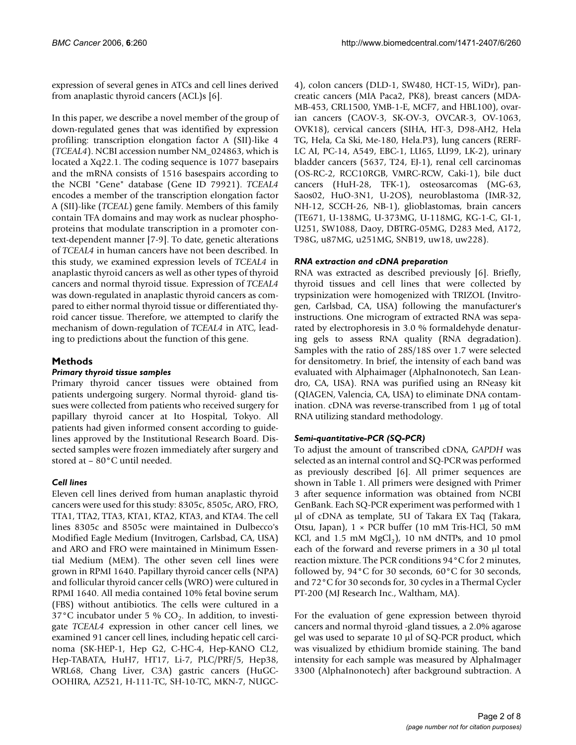expression of several genes in ATCs and cell lines derived from anaplastic thyroid cancers (ACL)s [6].

In this paper, we describe a novel member of the group of down-regulated genes that was identified by expression profiling: transcription elongation factor A (SII)-like 4 (*TCEAL4*). NCBI accession number NM_024863, which is located a Xq22.1. The coding sequence is 1077 basepairs and the mRNA consists of 1516 basespairs according to the NCBI "Gene" database (Gene ID 79921). *TCEAL4* encodes a member of the transcription elongation factor A (SII)-like (*TCEAL*) gene family. Members of this family contain TFA domains and may work as nuclear phosphoproteins that modulate transcription in a promoter context-dependent manner [7-9]. To date, genetic alterations of *TCEAL4* in human cancers have not been described. In this study, we examined expression levels of *TCEAL4* in anaplastic thyroid cancers as well as other types of thyroid cancers and normal thyroid tissue. Expression of *TCEAL4* was down-regulated in anaplastic thyroid cancers as compared to either normal thyroid tissue or differentiated thyroid cancer tissue. Therefore, we attempted to clarify the mechanism of down-regulation of *TCEAL4* in ATC, leading to predictions about the function of this gene.

## Methods

### *Primary thyroid tissue samples*

Primary thyroid cancer tissues were obtained from patients undergoing surgery. Normal thyroid- gland tissues were collected from patients who received surgery for papillary thyroid cancer at Ito Hospital, Tokyo. All patients had given informed consent according to guidelines approved by the Institutional Research Board. Dissected samples were frozen immediately after surgery and stored at – 80°C until needed.

### *Cell lines*

Eleven cell lines derived from human anaplastic thyroid cancers were used for this study: 8305c, 8505c, ARO, FRO, TTA1, TTA2, TTA3, KTA1, KTA2, KTA3, and KTA4. The cell lines 8305c and 8505c were maintained in Dulbecco's Modified Eagle Medium (Invitrogen, Carlsbad, CA, USA) and ARO and FRO were maintained in Minimum Essential Medium (MEM). The other seven cell lines were grown in RPMI 1640. Papillary thyroid cancer cells (NPA) and follicular thyroid cancer cells (WRO) were cultured in RPMI 1640. All media contained 10% fetal bovine serum (FBS) without antibiotics. The cells were cultured in a 37°C incubator under 5 % $CO_2$. In addition, to investigate *TCEAL4* expression in other cancer cell lines, we examined 91 cancer cell lines, including hepatic cell carcinoma (SK-HEP-1, Hep G2, C-HC-4, Hep-KANO CL2, Hep-TABATA, HuH7, HT17, Li-7, PLC/PRF/5, Hep38, WRL68, Chang Liver, C3A) gastric cancers (HuGC-OOHIRA, AZ521, H-111-TC, SH-10-TC, MKN-7, NUGC-4), colon cancers (DLD-1, SW480, HCT-15, WiDr), pancreatic cancers (MIA Paca2, PK8), breast cancers (MDA-MB-453, CRL1500, YMB-1-E, MCF7, and HBL100), ovarian cancers (CAOV-3, SK-OV-3, OVCAR-3, OV-1063, OVK18), cervical cancers (SIHA, HT-3, D98-AH2, Hela TG, Hela, Ca Ski, Me-180, Hela.P3), lung cancers (RERF-LC AI, PC-14, A549, EBC-1, LU65, LU99, LK-2), urinary bladder cancers (5637, T24, EJ-1), renal cell carcinomas (OS-RC-2, RCC10RGB, VMRC-RCW, Caki-1), bile duct cancers (HuH-28, TFK-1), osteosarcomas (MG-63, Saos02, HuO-3N1, U-2OS), neuroblastoma (IMR-32, NH-12, SCCH-26, NB-1), glioblastomas, brain cancers (TE671, U-138MG, U-373MG, U-118MG, KG-1-C, GI-1, U251, SW1088, Daoy, DBTRG-05MG, D283 Med, A172, T98G, u87MG, u251MG, SNB19, uw18, uw228).

### *RNA extraction and cDNA preparation*

RNA was extracted as described previously [6]. Briefly, thyroid tissues and cell lines that were collected by trypsinization were homogenized with TRIZOL (Invitrogen, Carlsbad, CA, USA) following the manufacturer's instructions. One microgram of extracted RNA was separated by electrophoresis in 3.0 % formaldehyde denaturing gels to assess RNA quality (RNA degradation). Samples with the ratio of 28S/18S over 1.7 were selected for densitometry. In brief, the intensity of each band was evaluated with Alphaimager (AlphaInonotech, San Leandro, CA, USA). RNA was purified using an RNeasy kit (QIAGEN, Valencia, CA, USA) to eliminate DNA contamination. cDNA was reverse-transcribed from 1 μg of total RNA utilizing standard methodology.

### *Semi-quantitative-PCR (SQ-PCR)*

To adjust the amount of transcribed cDNA, *GAPDH* was selected as an internal control and SQ-PCR was performed as previously described [6]. All primer sequences are shown in Table 1. All primers were designed with Primer 3 after sequence information was obtained from NCBI GenBank. Each SQ-PCR experiment was performed with 1 μl of cDNA as template, 5U of Takara EX Taq (Takara, Otsu, Japan), 1 × PCR buffer (10 mM Tris-HCl, 50 mM KCl, and 1.5 mM $MgCl_2$), 10 nM dNTPs, and 10 pmol each of the forward and reverse primers in a 30 μl total reaction mixture. The PCR conditions 94°C for 2 minutes, followed by, 94°C for 30 seconds, 60°C for 30 seconds, and 72°C for 30 seconds for, 30 cycles in a Thermal Cycler PT-200 (MJ Research Inc., Waltham, MA).

For the evaluation of gene expression between thyroid cancers and normal thyroid -gland tissues, a 2.0% agarose gel was used to separate 10 μl of SQ-PCR product, which was visualized by ethidium bromide staining. The band intensity for each sample was measured by AlphaImager 3300 (AlphaInonotech) after background subtraction. A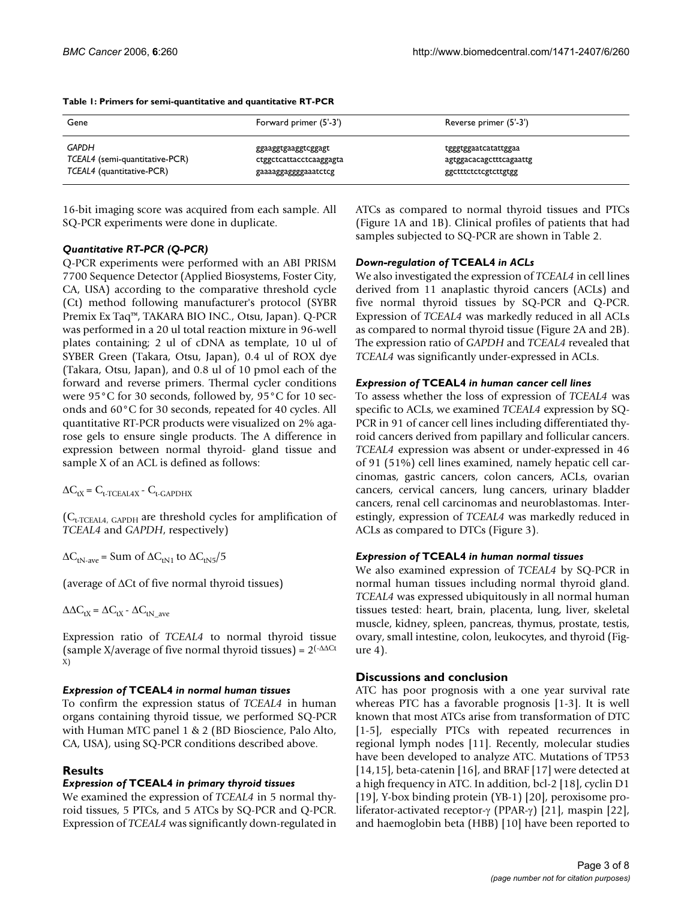**Table 1: Primers for semi-quantitative and quantitative RT-PCR**

| Gene | Forward primer (5'-3') | Reverse primer (5'-3') |
|---|---|---|
| *GAPDH* | ggaaggtgaaggtcggagt | tgggtggaatcatattggaa |
| *TCEAL4* (semi-quantitative-PCR) | ctggctcattacctcaaggagta | agtggacacagctttcagaattg |
| *TCEAL4* (quantitative-PCR) | gaaaaggaggggaaatctcg | ggctttctctcgtcttgtgg |

16-bit imaging score was acquired from each sample. All SQ-PCR experiments were done in duplicate.

### *Quantitative RT-PCR (Q-PCR)*

Q-PCR experiments were performed with an ABI PRISM 7700 Sequence Detector (Applied Biosystems, Foster City, CA, USA) according to the comparative threshold cycle (Ct) method following manufacturer's protocol (SYBR Premix Ex Taq™, TAKARA BIO INC., Otsu, Japan). Q-PCR was performed in a 20 ul total reaction mixture in 96-well plates containing; 2 ul of cDNA as template, 10 ul of SYBER Green (Takara, Otsu, Japan), 0.4 ul of ROX dye (Takara, Otsu, Japan), and 0.8 ul of 10 pmol each of the forward and reverse primers. Thermal cycler conditions were 95°C for 30 seconds, followed by, 95°C for 10 seconds and 60°C for 30 seconds, repeated for 40 cycles. All quantitative RT-PCR products were visualized on 2% agarose gels to ensure single products. The A difference in expression between normal thyroid- gland tissue and sample X of an ACL is defined as follows:

$\Delta C_{tX} = C_{t\text{-}TCEAL4X} - C_{t\text{-}GAPDHX}$

($C_{t\text{-}TCEAL4,\ GAPDH}$ are threshold cycles for amplification of *TCEAL4* and *GAPDH*, respectively)

$\Delta C_{tN\text{-}ave}$ = Sum of $\Delta C_{tN1}$ to $\Delta C_{tN5}/5$

(average of ΔCt of five normal thyroid tissues)

$\Delta\Delta C_{tX} = \Delta C_{tX} - \Delta C_{tN\_ave}$

Expression ratio of *TCEAL4* to normal thyroid tissue (sample X/average of five normal thyroid tissues) = $2^{(-\Delta\Delta Ct\ X)}$

### *Expression of* **TCEAL4** *in normal human tissues*

To confirm the expression status of *TCEAL4* in human organs containing thyroid tissue, we performed SQ-PCR with Human MTC panel 1 & 2 (BD Bioscience, Palo Alto, CA, USA), using SQ-PCR conditions described above.

## Results

### *Expression of* **TCEAL4** *in primary thyroid tissues*

We examined the expression of *TCEAL4* in 5 normal thyroid tissues, 5 PTCs, and 5 ATCs by SQ-PCR and Q-PCR. Expression of *TCEAL4* was significantly down-regulated in ATCs as compared to normal thyroid tissues and PTCs (Figure 1A and 1B). Clinical profiles of patients that had samples subjected to SQ-PCR are shown in Table 2.

### *Down-regulation of* **TCEAL4** *in ACLs*

We also investigated the expression of *TCEAL4* in cell lines derived from 11 anaplastic thyroid cancers (ACLs) and five normal thyroid tissues by SQ-PCR and Q-PCR. Expression of *TCEAL4* was markedly reduced in all ACLs as compared to normal thyroid tissue (Figure 2A and 2B). The expression ratio of *GAPDH* and *TCEAL4* revealed that *TCEAL4* was significantly under-expressed in ACLs.

### *Expression of* **TCEAL4** *in human cancer cell lines*

To assess whether the loss of expression of *TCEAL4* was specific to ACLs, we examined *TCEAL4* expression by SQ-PCR in 91 of cancer cell lines including differentiated thyroid cancers derived from papillary and follicular cancers. *TCEAL4* expression was absent or under-expressed in 46 of 91 (51%) cell lines examined, namely hepatic cell carcinomas, gastric cancers, colon cancers, ACLs, ovarian cancers, cervical cancers, lung cancers, urinary bladder cancers, renal cell carcinomas and neuroblastomas. Interestingly, expression of *TCEAL4* was markedly reduced in ACLs as compared to DTCs (Figure 3).

### *Expression of* **TCEAL4** *in human normal tissues*

We also examined expression of *TCEAL4* by SQ-PCR in normal human tissues including normal thyroid gland. *TCEAL4* was expressed ubiquitously in all normal human tissues tested: heart, brain, placenta, lung, liver, skeletal muscle, kidney, spleen, pancreas, thymus, prostate, testis, ovary, small intestine, colon, leukocytes, and thyroid (Figure 4).

## Discussions and conclusion

ATC has poor prognosis with a one year survival rate whereas PTC has a favorable prognosis [1-3]. It is well known that most ATCs arise from transformation of DTC [1-5], especially PTCs with repeated recurrences in regional lymph nodes [11]. Recently, molecular studies have been developed to analyze ATC. Mutations of TP53 [14,15], beta-catenin [16], and BRAF [17] were detected at a high frequency in ATC. In addition, bcl-2 [18], cyclin D1 [19], Y-box binding protein (YB-1) [20], peroxisome proliferator-activated receptor-γ (PPAR-γ) [21], maspin [22], and haemoglobin beta (HBB) [10] have been reported to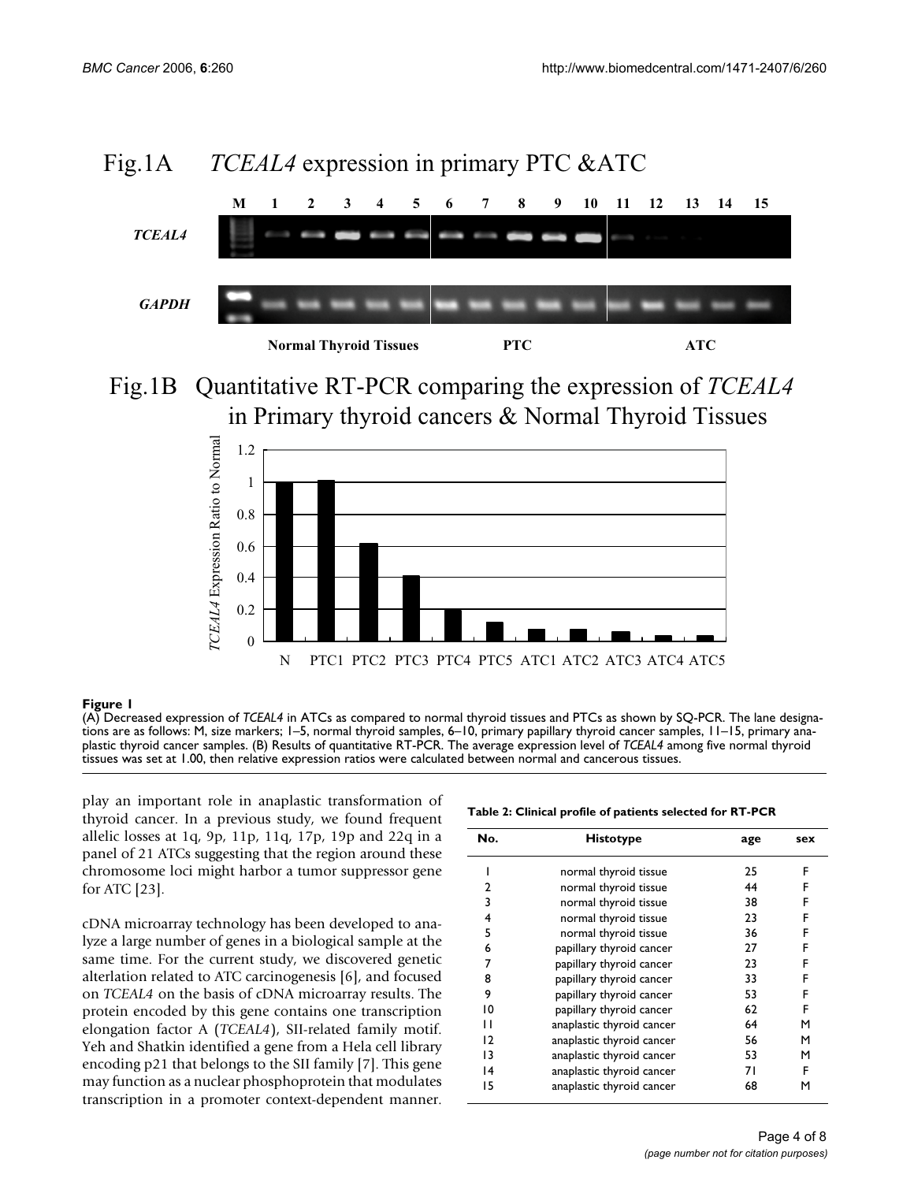**Figure 1**

(A) Decreased expression of *TCEAL4* in ATCs as compared to normal thyroid tissues and PTCs as shown by SQ-PCR. The lane designations are as follows: M, size markers; 1–5, normal thyroid samples, 6–10, primary papillary thyroid cancer samples, 11–15, primary anaplastic thyroid cancer samples. (B) Results of quantitative RT-PCR. The average expression level of *TCEAL4* among five normal thyroid tissues was set at 1.00, then relative expression ratios were calculated between normal and cancerous tissues.

play an important role in anaplastic transformation of thyroid cancer. In a previous study, we found frequent allelic losses at 1q, 9p, 11p, 11q, 17p, 19p and 22q in a panel of 21 ATCs suggesting that the region around these chromosome loci might harbor a tumor suppressor gene for ATC [23].

cDNA microarray technology has been developed to analyze a large number of genes in a biological sample at the same time. For the current study, we discovered genetic alterlation related to ATC carcinogenesis [6], and focused on *TCEAL4* on the basis of cDNA microarray results. The protein encoded by this gene contains one transcription elongation factor A (*TCEAL4*), SII-related family motif. Yeh and Shatkin identified a gene from a Hela cell library encoding p21 that belongs to the SII family [7]. This gene may function as a nuclear phosphoprotein that modulates transcription in a promoter context-dependent manner.

**Table 2: Clinical profile of patients selected for RT-PCR**

| No. | Histotype | age | sex |
|---|---|---|---|
| 1 | normal thyroid tissue | 25 | F |
| 2 | normal thyroid tissue | 44 | F |
| 3 | normal thyroid tissue | 38 | F |
| 4 | normal thyroid tissue | 23 | F |
| 5 | normal thyroid tissue | 36 | F |
| 6 | papillary thyroid cancer | 27 | F |
| 7 | papillary thyroid cancer | 23 | F |
| 8 | papillary thyroid cancer | 33 | F |
| 9 | papillary thyroid cancer | 53 | F |
| 10 | papillary thyroid cancer | 62 | F |
| 11 | anaplastic thyroid cancer | 64 | M |
| 12 | anaplastic thyroid cancer | 56 | M |
| 13 | anaplastic thyroid cancer | 53 | M |
| 14 | anaplastic thyroid cancer | 71 | F |
| 15 | anaplastic thyroid cancer | 68 | M |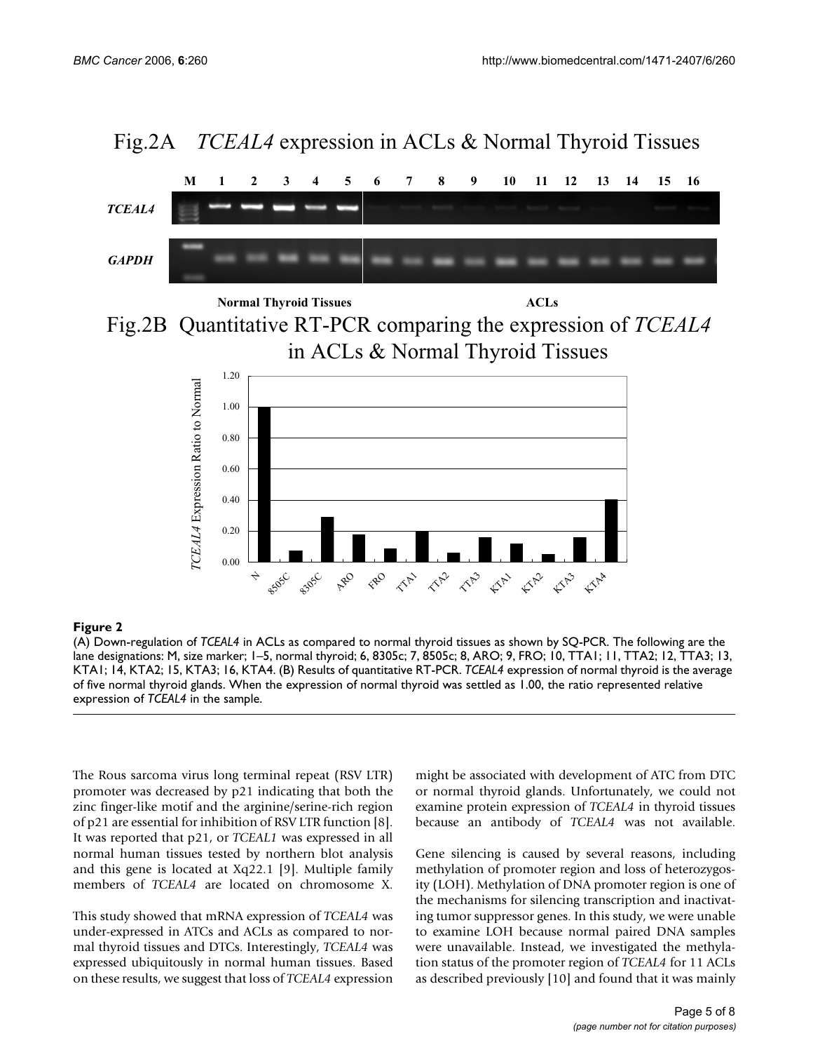Fig.2A *TCEAL4* expression in ACLs & Normal Thyroid Tissues

Fig.2B Quantitative RT-PCR comparing the expression of *TCEAL4* in ACLs & Normal Thyroid Tissues

**Figure 2**

(A) Down-regulation of *TCEAL4* in ACLs as compared to normal thyroid tissues as shown by SQ-PCR. The following are the lane designations: M, size marker; 1–5, normal thyroid; 6, 8305c; 7, 8505c; 8, ARO; 9, FRO; 10, TTA1; 11, TTA2; 12, TTA3; 13, KTA1; 14, KTA2; 15, KTA3; 16, KTA4. (B) Results of quantitative RT-PCR. *TCEAL4* expression of normal thyroid is the average of five normal thyroid glands. When the expression of normal thyroid was settled as 1.00, the ratio represented relative expression of *TCEAL4* in the sample.

The Rous sarcoma virus long terminal repeat (RSV LTR) promoter was decreased by p21 indicating that both the zinc finger-like motif and the arginine/serine-rich region of p21 are essential for inhibition of RSV LTR function [8]. It was reported that p21, or *TCEAL1* was expressed in all normal human tissues tested by northern blot analysis and this gene is located at Xq22.1 [9]. Multiple family members of *TCEAL4* are located on chromosome X.

This study showed that mRNA expression of *TCEAL4* was under-expressed in ATCs and ACLs as compared to normal thyroid tissues and DTCs. Interestingly, *TCEAL4* was expressed ubiquitously in normal human tissues. Based on these results, we suggest that loss of *TCEAL4* expression might be associated with development of ATC from DTC or normal thyroid glands. Unfortunately, we could not examine protein expression of *TCEAL4* in thyroid tissues because an antibody of *TCEAL4* was not available.

Gene silencing is caused by several reasons, including methylation of promoter region and loss of heterozygosity (LOH). Methylation of DNA promoter region is one of the mechanisms for silencing transcription and inactivating tumor suppressor genes. In this study, we were unable to examine LOH because normal paired DNA samples were unavailable. Instead, we investigated the methylation status of the promoter region of *TCEAL4* for 11 ACLs as described previously [10] and found that it was mainly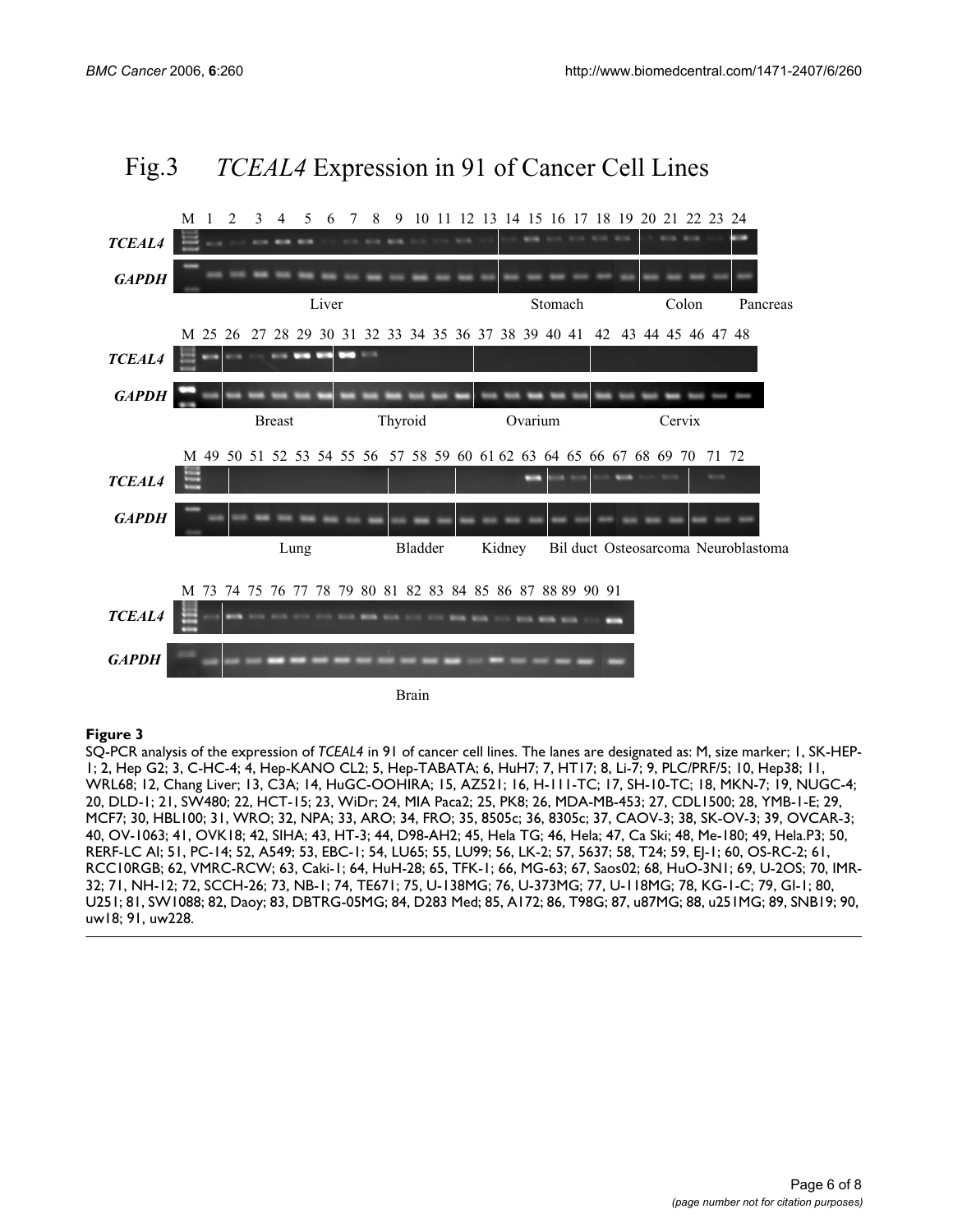Fig.3 *TCEAL4* Expression in 91 of Cancer Cell Lines

**Figure 3**

SQ-PCR analysis of the expression of *TCEAL4* in 91 of cancer cell lines. The lanes are designated as: M, size marker; 1, SK-HEP-1; 2, Hep G2; 3, C-HC-4; 4, Hep-KANO CL2; 5, Hep-TABATA; 6, HuH7; 7, HT17; 8, Li-7; 9, PLC/PRF/5; 10, Hep38; 11, WRL68; 12, Chang Liver; 13, C3A; 14, HuGC-OOHIRA; 15, AZ521; 16, H-111-TC; 17, SH-10-TC; 18, MKN-7; 19, NUGC-4; 20, DLD-1; 21, SW480; 22, HCT-15; 23, WiDr; 24, MIA Paca2; 25, PK8; 26, MDA-MB-453; 27, CDL1500; 28, YMB-1-E; 29, MCF7; 30, HBL100; 31, WRO; 32, NPA; 33, ARO; 34, FRO; 35, 8505c; 36, 8305c; 37, CAOV-3; 38, SK-OV-3; 39, OVCAR-3; 40, OV-1063; 41, OVK18; 42, SIHA; 43, HT-3; 44, D98-AH2; 45, Hela TG; 46, Hela; 47, Ca Ski; 48, Me-180; 49, Hela.P3; 50, RERF-LC AI; 51, PC-14; 52, A549; 53, EBC-1; 54, LU65; 55, LU99; 56, LK-2; 57, 5637; 58, T24; 59, EJ-1; 60, OS-RC-2; 61, RCC10RGB; 62, VMRC-RCW; 63, Caki-1; 64, HuH-28; 65, TFK-1; 66, MG-63; 67, Saos02; 68, HuO-3N1; 69, U-2OS; 70, IMR-32; 71, NH-12; 72, SCCH-26; 73, NB-1; 74, TE671; 75, U-138MG; 76, U-373MG; 77, U-118MG; 78, KG-1-C; 79, GI-1; 80, U251; 81, SW1088; 82, Daoy; 83, DBTRG-05MG; 84, D283 Med; 85, A172; 86, T98G; 87, u87MG; 88, u251MG; 89, SNB19; 90, uw18; 91, uw228.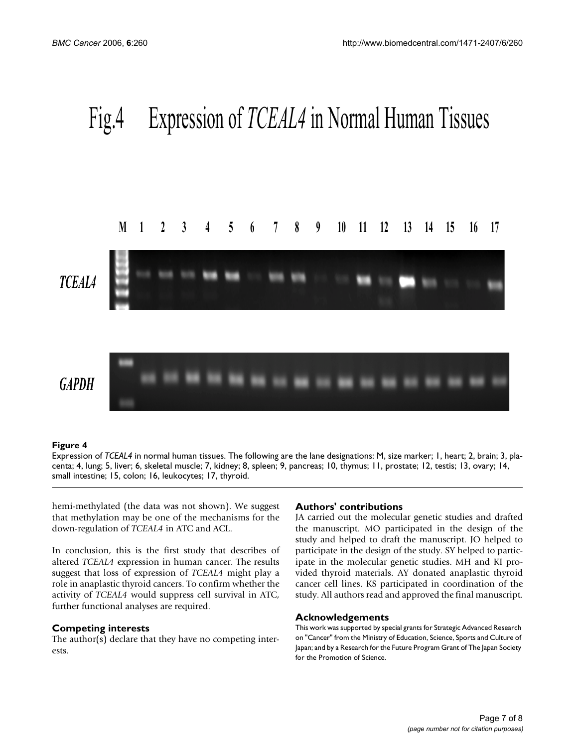**Figure 4**

Expression of *TCEAL4* in normal human tissues. The following are the lane designations: M, size marker; 1, heart; 2, brain; 3, placenta; 4, lung; 5, liver; 6, skeletal muscle; 7, kidney; 8, spleen; 9, pancreas; 10, thymus; 11, prostate; 12, testis; 13, ovary; 14, small intestine; 15, colon; 16, leukocytes; 17, thyroid.

hemi-methylated (the data was not shown). We suggest that methylation may be one of the mechanisms for the down-regulation of *TCEAL4* in ATC and ACL.

In conclusion, this is the first study that describes of altered *TCEAL4* expression in human cancer. The results suggest that loss of expression of *TCEAL4* might play a role in anaplastic thyroid cancers. To confirm whether the activity of *TCEAL4* would suppress cell survival in ATC, further functional analyses are required.

## Competing interests

The author(s) declare that they have no competing interests.

## Authors' contributions

JA carried out the molecular genetic studies and drafted the manuscript. MO participated in the design of the study and helped to draft the manuscript. JO helped to participate in the design of the study. SY helped to participate in the molecular genetic studies. MH and KI provided thyroid materials. AY donated anaplastic thyroid cancer cell lines. KS participated in coordination of the study. All authors read and approved the final manuscript.

## Acknowledgements

This work was supported by special grants for Strategic Advanced Research on "Cancer" from the Ministry of Education, Science, Sports and Culture of Japan; and by a Research for the Future Program Grant of The Japan Society for the Promotion of Science.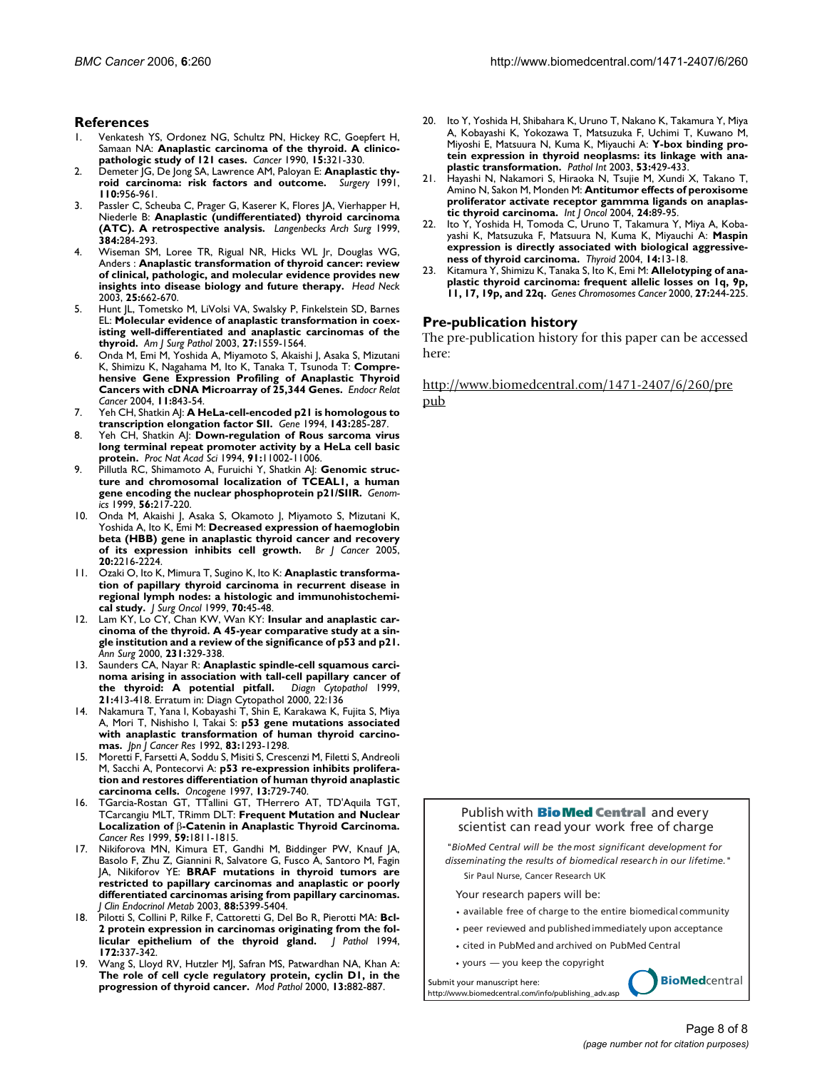## References

1. Venkatesh YS, Ordonez NG, Schultz PN, Hickey RC, Goepfert H, Samaan NA: **Anaplastic carcinoma of the thyroid. A clinicopathologic study of 121 cases.** *Cancer* 1990, **15:**321-330.
2. Demeter JG, De Jong SA, Lawrence AM, Paloyan E: **Anaplastic thyroid carcinoma: risk factors and outcome.** *Surgery* 1991, **110:**956-961.
3. Passler C, Scheuba C, Prager G, Kaserer K, Flores JA, Vierhapper H, Niederle B: **Anaplastic (undifferentiated) thyroid carcinoma (ATC). A retrospective analysis.** *Langenbecks Arch Surg* 1999, **384:**284-293.
4. Wiseman SM, Loree TR, Rigual NR, Hicks WL Jr, Douglas WG, Anders : **Anaplastic transformation of thyroid cancer: review of clinical, pathologic, and molecular evidence provides new insights into disease biology and future therapy.** *Head Neck* 2003, **25:**662-670.
5. Hunt JL, Tometsko M, LiVolsi VA, Swalsky P, Finkelstein SD, Barnes EL: **Molecular evidence of anaplastic transformation in coexisting well-differentiated and anaplastic carcinomas of the thyroid.** *Am J Surg Pathol* 2003, **27:**1559-1564.
6. Onda M, Emi M, Yoshida A, Miyamoto S, Akaishi J, Asaka S, Mizutani K, Shimizu K, Nagahama M, Ito K, Tanaka T, Tsunoda T: **Comprehensive Gene Expression Profiling of Anaplastic Thyroid Cancers with cDNA Microarray of 25,344 Genes.** *Endocr Relat Cancer* 2004, **11:**843-54.
7. Yeh CH, Shatkin AJ: **A HeLa-cell-encoded p21 is homologous to transcription elongation factor SII.** *Gene* 1994, **143:**285-287.
8. Yeh CH, Shatkin AJ: **Down-regulation of Rous sarcoma virus long terminal repeat promoter activity by a HeLa cell basic protein.** *Proc Nat Acad Sci* 1994, **91:**11002-11006.
9. Pillutla RC, Shimamoto A, Furuichi Y, Shatkin AJ: **Genomic structure and chromosomal localization of TCEAL1, a human gene encoding the nuclear phosphoprotein p21/SIIR.** *Genomics* 1999, **56:**217-220.
10. Onda M, Akaishi J, Asaka S, Okamoto J, Miyamoto S, Mizutani K, Yoshida A, Ito K, Emi M: **Decreased expression of haemoglobin beta (HBB) gene in anaplastic thyroid cancer and recovery of its expression inhibits cell growth.** *Br J Cancer* 2005, **20:**2216-2224.
11. Ozaki O, Ito K, Mimura T, Sugino K, Ito K: **Anaplastic transformation of papillary thyroid carcinoma in recurrent disease in regional lymph nodes: a histologic and immunohistochemical study.** *J Surg Oncol* 1999, **70:**45-48.
12. Lam KY, Lo CY, Chan KW, Wan KY: **Insular and anaplastic carcinoma of the thyroid. A 45-year comparative study at a single institution and a review of the significance of p53 and p21.** *Ann Surg* 2000, **231:**329-338.
13. Saunders CA, Nayar R: **Anaplastic spindle-cell squamous carcinoma arising in association with tall-cell papillary cancer of the thyroid: A potential pitfall.** *Diagn Cytopathol* 1999, **21:**413-418. Erratum in: Diagn Cytopathol 2000, 22:136
14. Nakamura T, Yana I, Kobayashi T, Shin E, Karakawa K, Fujita S, Miya A, Mori T, Nishisho I, Takai S: **p53 gene mutations associated with anaplastic transformation of human thyroid carcinomas.** *Jpn J Cancer Res* 1992, **83:**1293-1298.
15. Moretti F, Farsetti A, Soddu S, Misiti S, Crescenzi M, Filetti S, Andreoli M, Sacchi A, Pontecorvi A: **p53 re-expression inhibits proliferation and restores differentiation of human thyroid anaplastic carcinoma cells.** *Oncogene* 1997, **13:**729-740.
16. TGarcia-Rostan GT, TTallini GT, THerrero AT, TD'Aquila TGT, TCarcangiu MLT, TRimm DLT: **Frequent Mutation and Nuclear Localization of β-Catenin in Anaplastic Thyroid Carcinoma.** *Cancer Res* 1999, **59:**1811-1815.
17. Nikiforova MN, Kimura ET, Gandhi M, Biddinger PW, Knauf JA, Basolo F, Zhu Z, Giannini R, Salvatore G, Fusco A, Santoro M, Fagin JA, Nikiforov YE: **BRAF mutations in thyroid tumors are restricted to papillary carcinomas and anaplastic or poorly differentiated carcinomas arising from papillary carcinomas.** *J Clin Endocrinol Metab* 2003, **88:**5399-5404.
18. Pilotti S, Collini P, Rilke F, Cattoretti G, Del Bo R, Pierotti MA: **Bcl-2 protein expression in carcinomas originating from the follicular epithelium of the thyroid gland.** *J Pathol* 1994, **172:**337-342.
19. Wang S, Lloyd RV, Hutzler MJ, Safran MS, Patwardhan NA, Khan A: **The role of cell cycle regulatory protein, cyclin D1, in the progression of thyroid cancer.** *Mod Pathol* 2000, **13:**882-887.
20. Ito Y, Yoshida H, Shibahara K, Uruno T, Nakano K, Takamura Y, Miya A, Kobayashi K, Yokozawa T, Matsuzuka F, Uchimi T, Kuwano M, Miyoshi E, Matsuura N, Kuma K, Miyauchi A: **Y-box binding protein expression in thyroid neoplasms: its linkage with anaplastic transformation.** *Pathol Int* 2003, **53:**429-433.
21. Hayashi N, Nakamori S, Hiraoka N, Tsujie M, Xundi X, Takano T, Amino N, Sakon M, Monden M: **Antitumor effects of peroxisome proliferator activate receptor gammma ligands on anaplastic thyroid carcinoma.** *Int J Oncol* 2004, **24:**89-95.
22. Ito Y, Yoshida H, Tomoda C, Uruno T, Takamura Y, Miya A, Kobayashi K, Matsuzuka F, Matsuura N, Kuma K, Miyauchi A: **Maspin expression is directly associated with biological aggressiveness of thyroid carcinoma.** *Thyroid* 2004, **14:**13-18.
23. Kitamura Y, Shimizu K, Tanaka S, Ito K, Emi M: **Allelotyping of anaplastic thyroid carcinoma: frequent allelic losses on 1q, 9p, 11, 17, 19p, and 22q.** *Genes Chromosomes Cancer* 2000, **27:**244-225.

## Pre-publication history

The pre-publication history for this paper can be accessed here:

http://www.biomedcentral.com/1471-2407/6/260/prepub

Publish with **BioMed Central** and every scientist can read your work free of charge

*"BioMed Central will be the most significant development for disseminating the results of biomedical research in our lifetime."*
Sir Paul Nurse, Cancer Research UK

Your research papers will be:

- available free of charge to the entire biomedical community
- peer reviewed and published immediately upon acceptance
- cited in PubMed and archived on PubMed Central
- yours — you keep the copyright

Submit your manuscript here:
http://www.biomedcentral.com/info/publishing_adv.asp

BioMedcentral